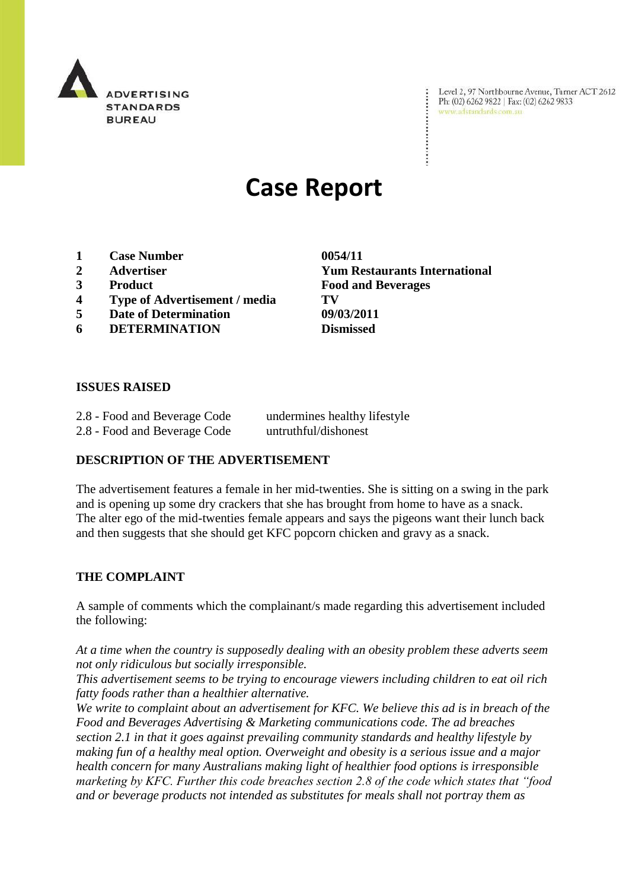ADVERTISING STANDARDS BUREAU

Level 2, 97 Northbourne Avenue, Turner ACT 2612
Ph: (02) 6262 9822 | Fax: (02) 6262 9833
www.adstandards.com.au

# Case Report

| | | |
|---|---|---|
| **1** | **Case Number** | **0054/11** |
| **2** | **Advertiser** | **Yum Restaurants International** |
| **3** | **Product** | **Food and Beverages** |
| **4** | **Type of Advertisement / media** | **TV** |
| **5** | **Date of Determination** | **09/03/2011** |
| **6** | **DETERMINATION** | **Dismissed** |

## ISSUES RAISED

2.8 - Food and Beverage Code undermines healthy lifestyle
2.8 - Food and Beverage Code untruthful/dishonest

## DESCRIPTION OF THE ADVERTISEMENT

The advertisement features a female in her mid-twenties. She is sitting on a swing in the park and is opening up some dry crackers that she has brought from home to have as a snack. The alter ego of the mid-twenties female appears and says the pigeons want their lunch back and then suggests that she should get KFC popcorn chicken and gravy as a snack.

## THE COMPLAINT

A sample of comments which the complainant/s made regarding this advertisement included the following:

*At a time when the country is supposedly dealing with an obesity problem these adverts seem not only ridiculous but socially irresponsible.*
*This advertisement seems to be trying to encourage viewers including children to eat oil rich fatty foods rather than a healthier alternative.*
*We write to complaint about an advertisement for KFC. We believe this ad is in breach of the Food and Beverages Advertising & Marketing communications code. The ad breaches section 2.1 in that it goes against prevailing community standards and healthy lifestyle by making fun of a healthy meal option. Overweight and obesity is a serious issue and a major health concern for many Australians making light of healthier food options is irresponsible marketing by KFC. Further this code breaches section 2.8 of the code which states that "food and or beverage products not intended as substitutes for meals shall not portray them as*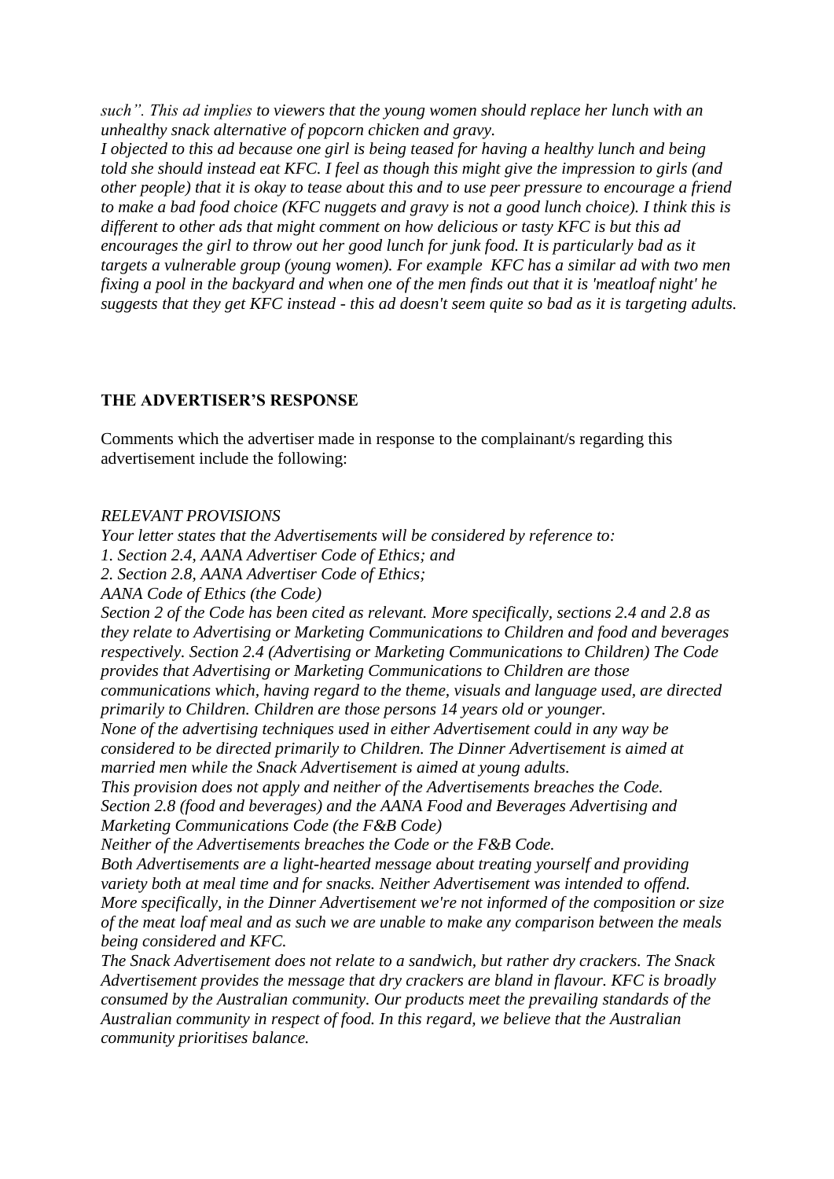*such". This ad implies to viewers that the young women should replace her lunch with an unhealthy snack alternative of popcorn chicken and gravy.*

*I objected to this ad because one girl is being teased for having a healthy lunch and being told she should instead eat KFC. I feel as though this might give the impression to girls (and other people) that it is okay to tease about this and to use peer pressure to encourage a friend to make a bad food choice (KFC nuggets and gravy is not a good lunch choice). I think this is different to other ads that might comment on how delicious or tasty KFC is but this ad encourages the girl to throw out her good lunch for junk food. It is particularly bad as it targets a vulnerable group (young women). For example KFC has a similar ad with two men fixing a pool in the backyard and when one of the men finds out that it is 'meatloaf night' he suggests that they get KFC instead - this ad doesn't seem quite so bad as it is targeting adults.*

**THE ADVERTISER'S RESPONSE**

Comments which the advertiser made in response to the complainant/s regarding this advertisement include the following:

*RELEVANT PROVISIONS*

*Your letter states that the Advertisements will be considered by reference to:*

*1. Section 2.4, AANA Advertiser Code of Ethics; and*

*2. Section 2.8, AANA Advertiser Code of Ethics;*

*AANA Code of Ethics (the Code)*

*Section 2 of the Code has been cited as relevant. More specifically, sections 2.4 and 2.8 as they relate to Advertising or Marketing Communications to Children and food and beverages respectively. Section 2.4 (Advertising or Marketing Communications to Children) The Code provides that Advertising or Marketing Communications to Children are those communications which, having regard to the theme, visuals and language used, are directed primarily to Children. Children are those persons 14 years old or younger.*

*None of the advertising techniques used in either Advertisement could in any way be considered to be directed primarily to Children. The Dinner Advertisement is aimed at married men while the Snack Advertisement is aimed at young adults.*

*This provision does not apply and neither of the Advertisements breaches the Code.*

*Section 2.8 (food and beverages) and the AANA Food and Beverages Advertising and Marketing Communications Code (the F&B Code)*

*Neither of the Advertisements breaches the Code or the F&B Code.*

*Both Advertisements are a light-hearted message about treating yourself and providing variety both at meal time and for snacks. Neither Advertisement was intended to offend.*

*More specifically, in the Dinner Advertisement we're not informed of the composition or size of the meat loaf meal and as such we are unable to make any comparison between the meals being considered and KFC.*

*The Snack Advertisement does not relate to a sandwich, but rather dry crackers. The Snack Advertisement provides the message that dry crackers are bland in flavour. KFC is broadly consumed by the Australian community. Our products meet the prevailing standards of the Australian community in respect of food. In this regard, we believe that the Australian community prioritises balance.*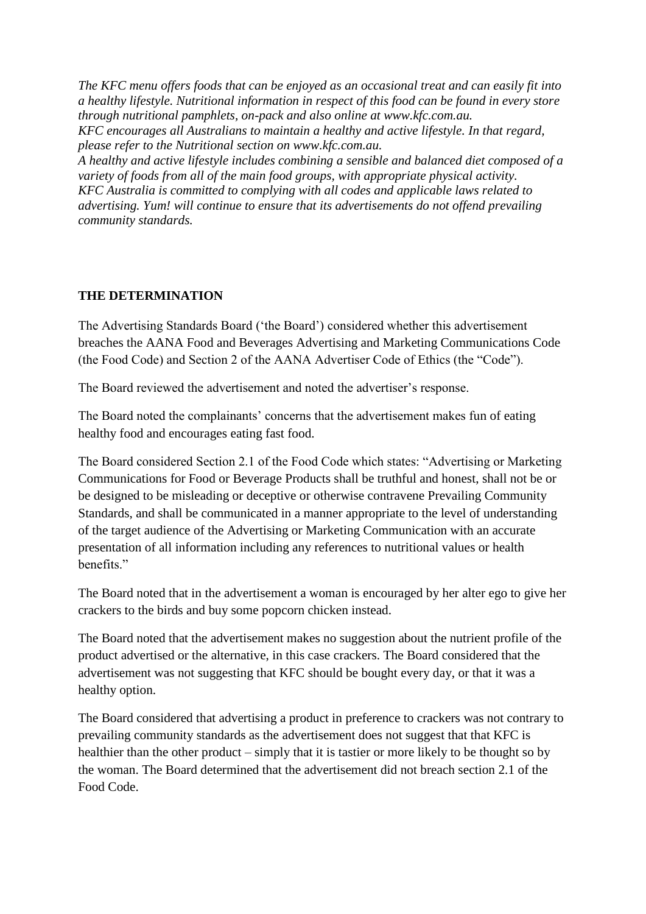*The KFC menu offers foods that can be enjoyed as an occasional treat and can easily fit into a healthy lifestyle. Nutritional information in respect of this food can be found in every store through nutritional pamphlets, on-pack and also online at www.kfc.com.au.*
*KFC encourages all Australians to maintain a healthy and active lifestyle. In that regard, please refer to the Nutritional section on www.kfc.com.au.*
*A healthy and active lifestyle includes combining a sensible and balanced diet composed of a variety of foods from all of the main food groups, with appropriate physical activity.*
*KFC Australia is committed to complying with all codes and applicable laws related to advertising. Yum! will continue to ensure that its advertisements do not offend prevailing community standards.*

**THE DETERMINATION**

The Advertising Standards Board ('the Board') considered whether this advertisement breaches the AANA Food and Beverages Advertising and Marketing Communications Code (the Food Code) and Section 2 of the AANA Advertiser Code of Ethics (the "Code").

The Board reviewed the advertisement and noted the advertiser's response.

The Board noted the complainants' concerns that the advertisement makes fun of eating healthy food and encourages eating fast food.

The Board considered Section 2.1 of the Food Code which states: "Advertising or Marketing Communications for Food or Beverage Products shall be truthful and honest, shall not be or be designed to be misleading or deceptive or otherwise contravene Prevailing Community Standards, and shall be communicated in a manner appropriate to the level of understanding of the target audience of the Advertising or Marketing Communication with an accurate presentation of all information including any references to nutritional values or health benefits."

The Board noted that in the advertisement a woman is encouraged by her alter ego to give her crackers to the birds and buy some popcorn chicken instead.

The Board noted that the advertisement makes no suggestion about the nutrient profile of the product advertised or the alternative, in this case crackers. The Board considered that the advertisement was not suggesting that KFC should be bought every day, or that it was a healthy option.

The Board considered that advertising a product in preference to crackers was not contrary to prevailing community standards as the advertisement does not suggest that that KFC is healthier than the other product – simply that it is tastier or more likely to be thought so by the woman. The Board determined that the advertisement did not breach section 2.1 of the Food Code.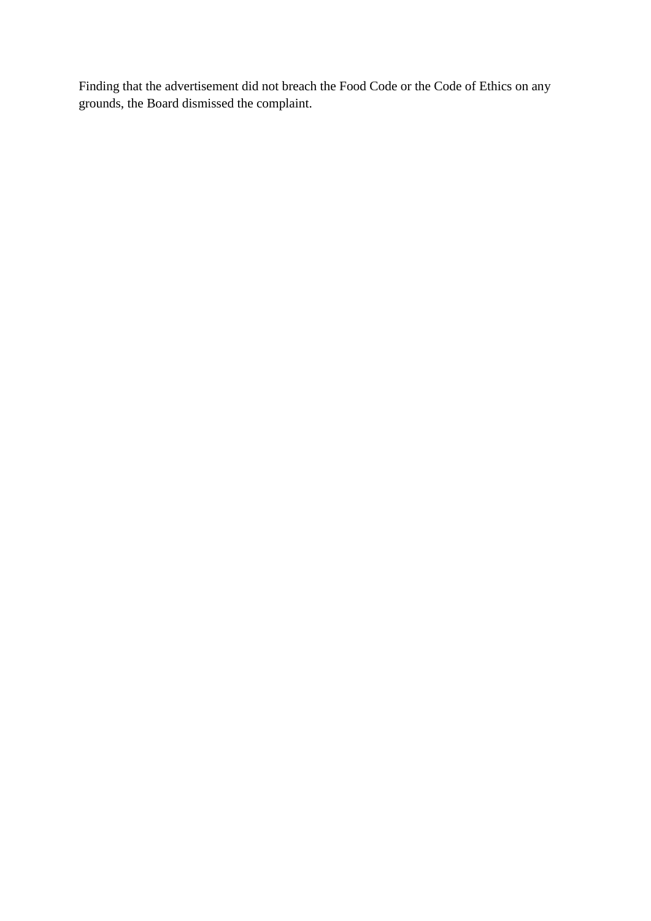Finding that the advertisement did not breach the Food Code or the Code of Ethics on any grounds, the Board dismissed the complaint.